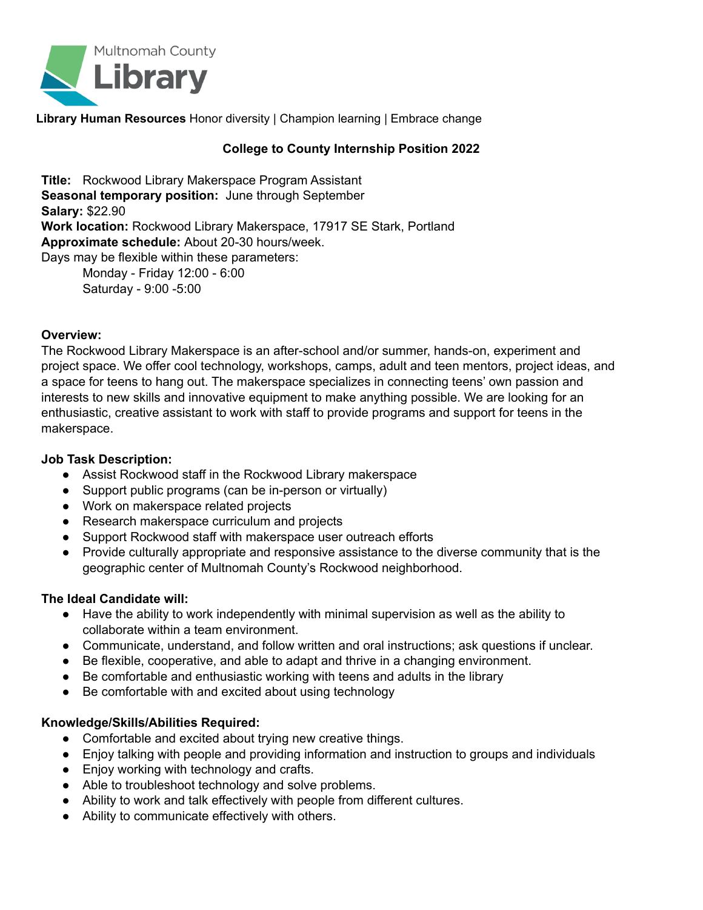Multnomah County **Library**

**Library Human Resources** Honor diversity | Champion learning | Embrace change

## College to County Internship Position 2022

**Title:** Rockwood Library Makerspace Program Assistant
**Seasonal temporary position:** June through September
**Salary:** $22.90
**Work location:** Rockwood Library Makerspace, 17917 SE Stark, Portland
**Approximate schedule:** About 20-30 hours/week.
Days may be flexible within these parameters:
Monday - Friday 12:00 - 6:00
Saturday - 9:00 -5:00

**Overview:**
The Rockwood Library Makerspace is an after-school and/or summer, hands-on, experiment and project space. We offer cool technology, workshops, camps, adult and teen mentors, project ideas, and a space for teens to hang out. The makerspace specializes in connecting teens' own passion and interests to new skills and innovative equipment to make anything possible. We are looking for an enthusiastic, creative assistant to work with staff to provide programs and support for teens in the makerspace.

**Job Task Description:**

- Assist Rockwood staff in the Rockwood Library makerspace
- Support public programs (can be in-person or virtually)
- Work on makerspace related projects
- Research makerspace curriculum and projects
- Support Rockwood staff with makerspace user outreach efforts
- Provide culturally appropriate and responsive assistance to the diverse community that is the geographic center of Multnomah County's Rockwood neighborhood.

**The Ideal Candidate will:**

- Have the ability to work independently with minimal supervision as well as the ability to collaborate within a team environment.
- Communicate, understand, and follow written and oral instructions; ask questions if unclear.
- Be flexible, cooperative, and able to adapt and thrive in a changing environment.
- Be comfortable and enthusiastic working with teens and adults in the library
- Be comfortable with and excited about using technology

**Knowledge/Skills/Abilities Required:**

- Comfortable and excited about trying new creative things.
- Enjoy talking with people and providing information and instruction to groups and individuals
- Enjoy working with technology and crafts.
- Able to troubleshoot technology and solve problems.
- Ability to work and talk effectively with people from different cultures.
- Ability to communicate effectively with others.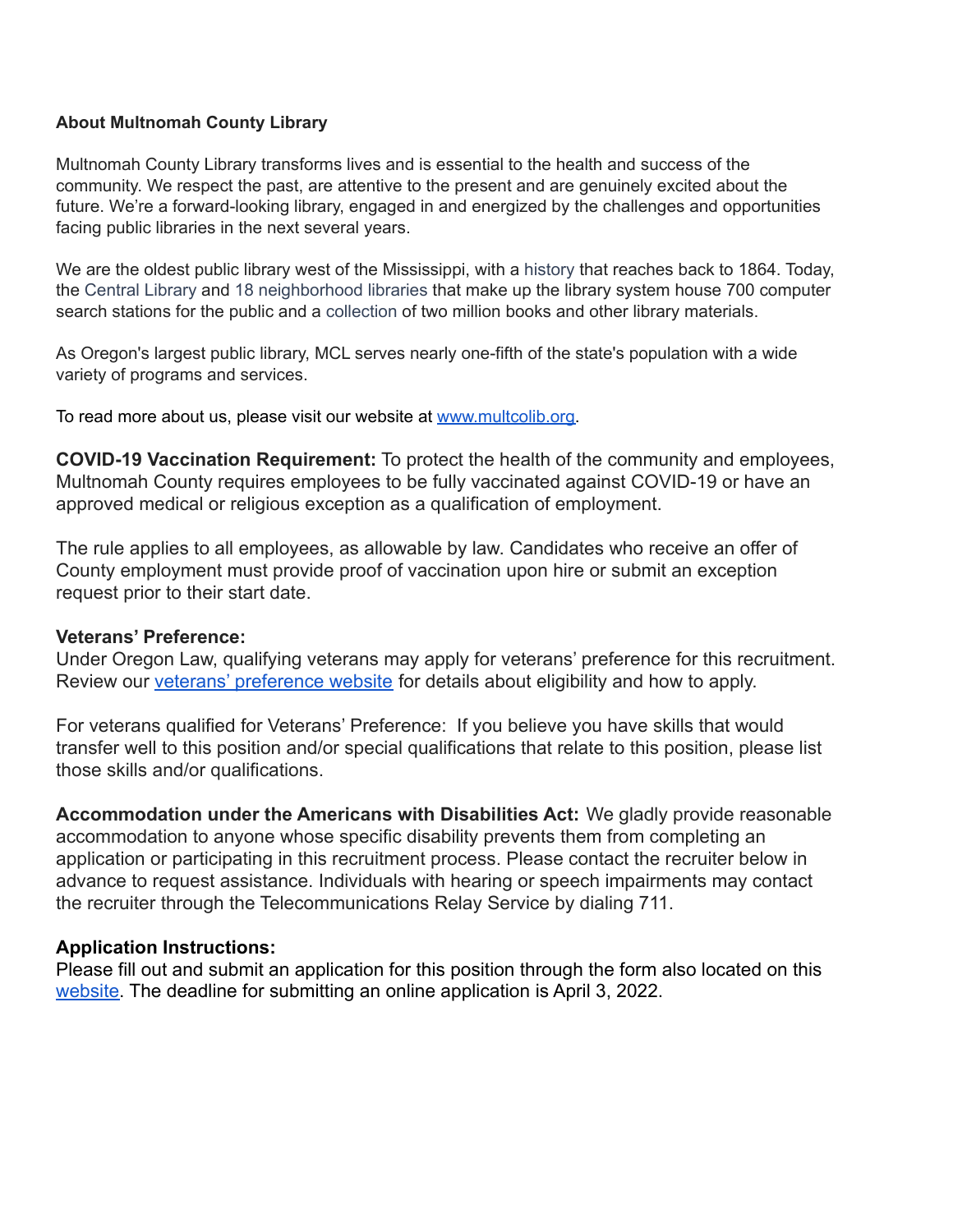**About Multnomah County Library**

Multnomah County Library transforms lives and is essential to the health and success of the community. We respect the past, are attentive to the present and are genuinely excited about the future. We're a forward-looking library, engaged in and energized by the challenges and opportunities facing public libraries in the next several years.

We are the oldest public library west of the Mississippi, with a history that reaches back to 1864. Today, the Central Library and 18 neighborhood libraries that make up the library system house 700 computer search stations for the public and a collection of two million books and other library materials.

As Oregon's largest public library, MCL serves nearly one-fifth of the state's population with a wide variety of programs and services.

To read more about us, please visit our website at [www.multcolib.org](http://www.multcolib.org).

**COVID-19 Vaccination Requirement:** To protect the health of the community and employees, Multnomah County requires employees to be fully vaccinated against COVID-19 or have an approved medical or religious exception as a qualification of employment.

The rule applies to all employees, as allowable by law. Candidates who receive an offer of County employment must provide proof of vaccination upon hire or submit an exception request prior to their start date.

**Veterans' Preference:**
Under Oregon Law, qualifying veterans may apply for veterans' preference for this recruitment. Review our veterans' preference website for details about eligibility and how to apply.

For veterans qualified for Veterans' Preference: If you believe you have skills that would transfer well to this position and/or special qualifications that relate to this position, please list those skills and/or qualifications.

**Accommodation under the Americans with Disabilities Act:** We gladly provide reasonable accommodation to anyone whose specific disability prevents them from completing an application or participating in this recruitment process. Please contact the recruiter below in advance to request assistance. Individuals with hearing or speech impairments may contact the recruiter through the Telecommunications Relay Service by dialing 711.

**Application Instructions:**
Please fill out and submit an application for this position through the form also located on this website. The deadline for submitting an online application is April 3, 2022.